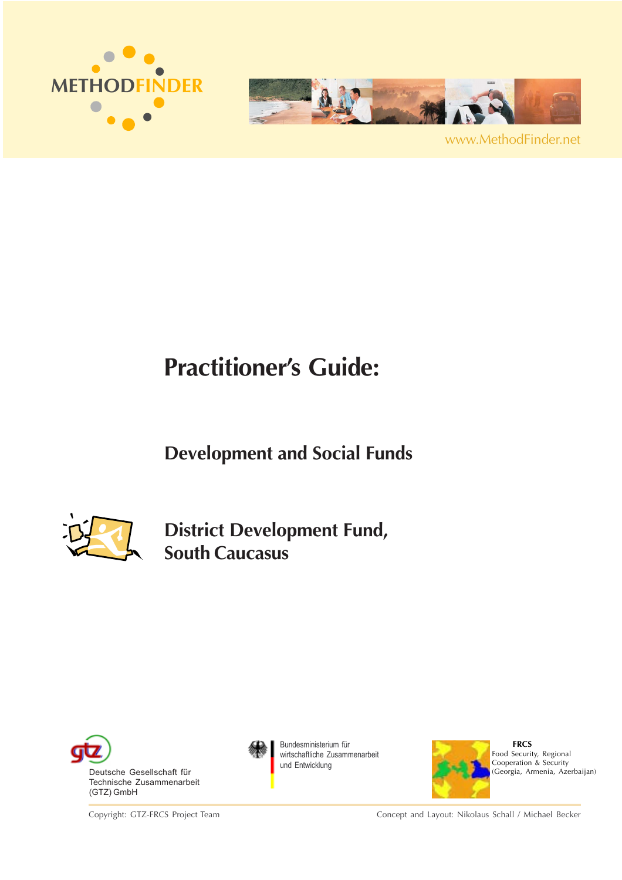METHODFINDER

www.MethodFinder.net

# Practitioner's Guide:

## Development and Social Funds

## District Development Fund, South Caucasus

Deutsche Gesellschaft für Technische Zusammenarbeit (GTZ) GmbH

Bundesministerium für wirtschaftliche Zusammenarbeit und Entwicklung

**FRCS**
Food Security, Regional Cooperation & Security (Georgia, Armenia, Azerbaijan)

Copyright: GTZ-FRCS Project Team

Concept and Layout: Nikolaus Schall / Michael Becker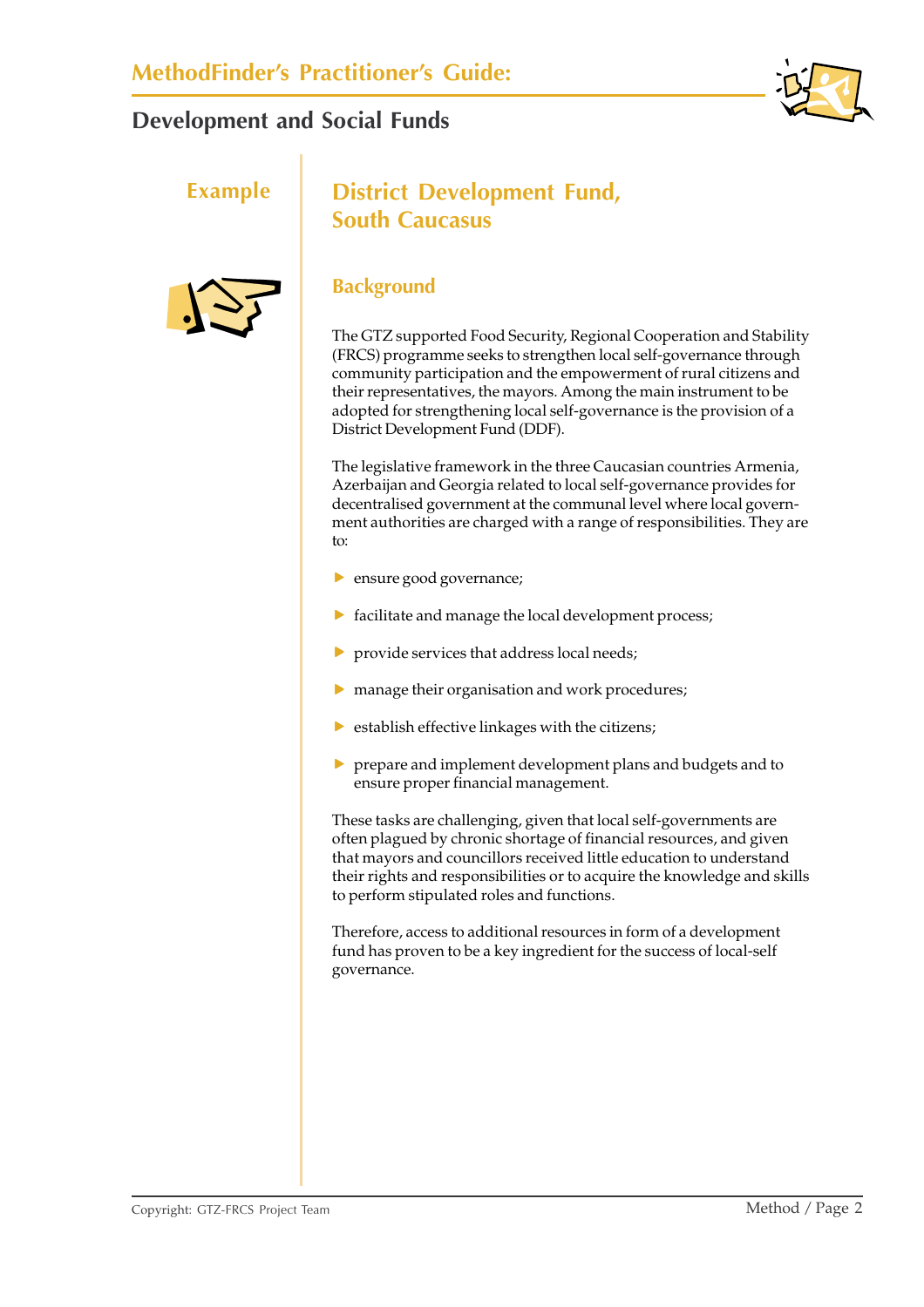## Example

# District Development Fund, South Caucasus

### Background

The GTZ supported Food Security, Regional Cooperation and Stability (FRCS) programme seeks to strengthen local self-governance through community participation and the empowerment of rural citizens and their representatives, the mayors. Among the main instrument to be adopted for strengthening local self-governance is the provision of a District Development Fund (DDF).

The legislative framework in the three Caucasian countries Armenia, Azerbaijan and Georgia related to local self-governance provides for decentralised government at the communal level where local government authorities are charged with a range of responsibilities. They are to:

- ensure good governance;
- facilitate and manage the local development process;
- provide services that address local needs;
- manage their organisation and work procedures;
- establish effective linkages with the citizens;
- prepare and implement development plans and budgets and to ensure proper financial management.

These tasks are challenging, given that local self-governments are often plagued by chronic shortage of financial resources, and given that mayors and councillors received little education to understand their rights and responsibilities or to acquire the knowledge and skills to perform stipulated roles and functions.

Therefore, access to additional resources in form of a development fund has proven to be a key ingredient for the success of local-self governance.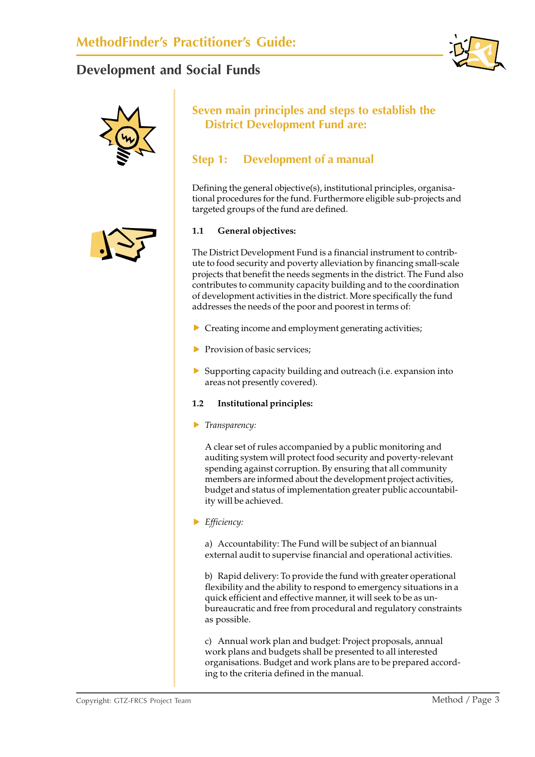## Seven main principles and steps to establish the District Development Fund are:

### Step 1: Development of a manual

Defining the general objective(s), institutional principles, organisational procedures for the fund. Furthermore eligible sub-projects and targeted groups of the fund are defined.

#### 1.1 General objectives:

The District Development Fund is a financial instrument to contribute to food security and poverty alleviation by financing small-scale projects that benefit the needs segments in the district. The Fund also contributes to community capacity building and to the coordination of development activities in the district. More specifically the fund addresses the needs of the poor and poorest in terms of:

- Creating income and employment generating activities;
- Provision of basic services;
- Supporting capacity building and outreach (i.e. expansion into areas not presently covered).

#### 1.2 Institutional principles:

- *Transparency:*

  A clear set of rules accompanied by a public monitoring and auditing system will protect food security and poverty-relevant spending against corruption. By ensuring that all community members are informed about the development project activities, budget and status of implementation greater public accountability will be achieved.

- *Efficiency:*

  a) Accountability: The Fund will be subject of an biannual external audit to supervise financial and operational activities.

  b) Rapid delivery: To provide the fund with greater operational flexibility and the ability to respond to emergency situations in a quick efficient and effective manner, it will seek to be as unbureaucratic and free from procedural and regulatory constraints as possible.

  c) Annual work plan and budget: Project proposals, annual work plans and budgets shall be presented to all interested organisations. Budget and work plans are to be prepared according to the criteria defined in the manual.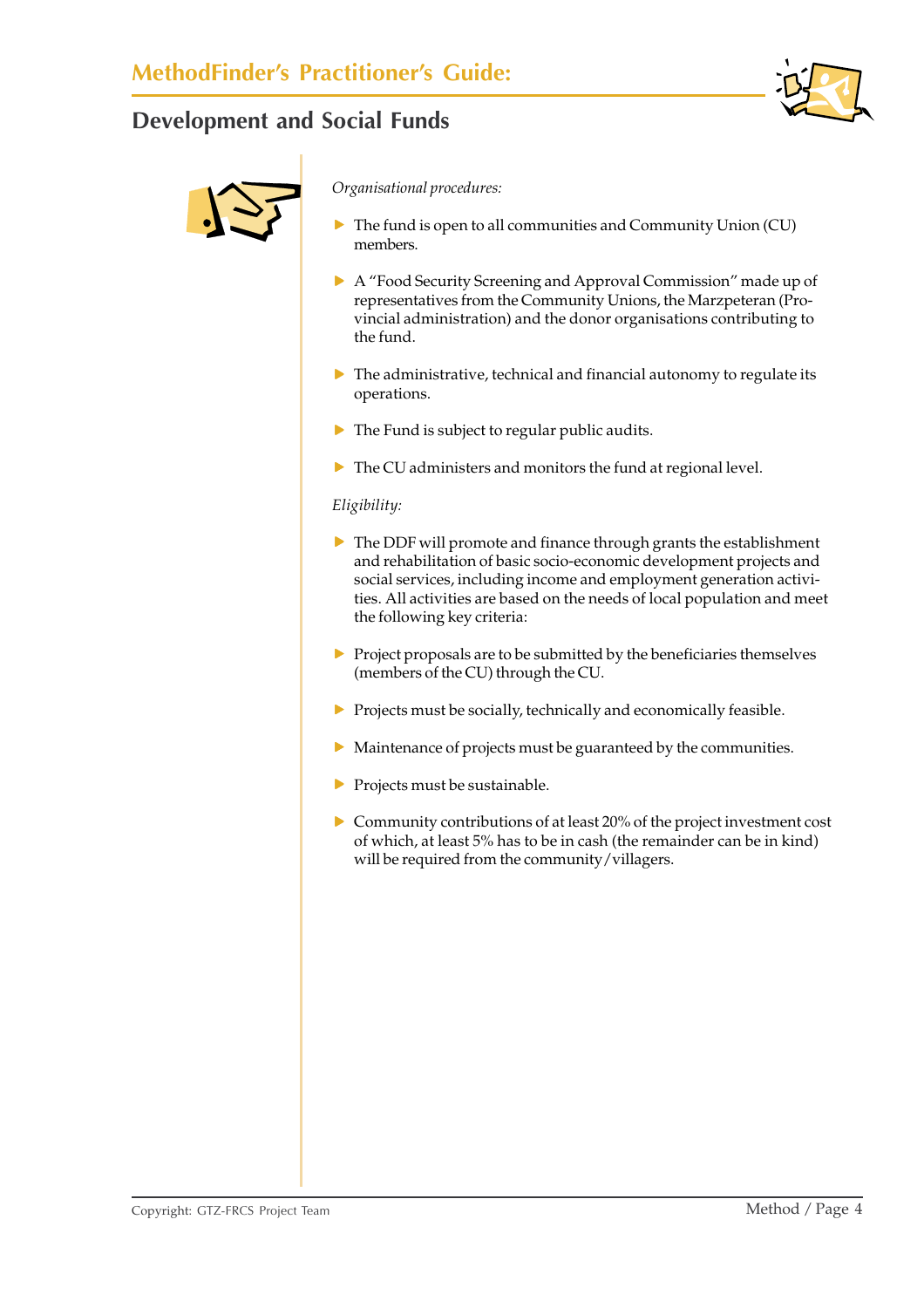*Organisational procedures:*

- The fund is open to all communities and Community Union (CU) members.
- A "Food Security Screening and Approval Commission" made up of representatives from the Community Unions, the Marzpeteran (Provincial administration) and the donor organisations contributing to the fund.
- The administrative, technical and financial autonomy to regulate its operations.
- The Fund is subject to regular public audits.
- The CU administers and monitors the fund at regional level.

*Eligibility:*

- The DDF will promote and finance through grants the establishment and rehabilitation of basic socio-economic development projects and social services, including income and employment generation activities. All activities are based on the needs of local population and meet the following key criteria:
- Project proposals are to be submitted by the beneficiaries themselves (members of the CU) through the CU.
- Projects must be socially, technically and economically feasible.
- Maintenance of projects must be guaranteed by the communities.
- Projects must be sustainable.
- Community contributions of at least 20% of the project investment cost of which, at least 5% has to be in cash (the remainder can be in kind) will be required from the community/villagers.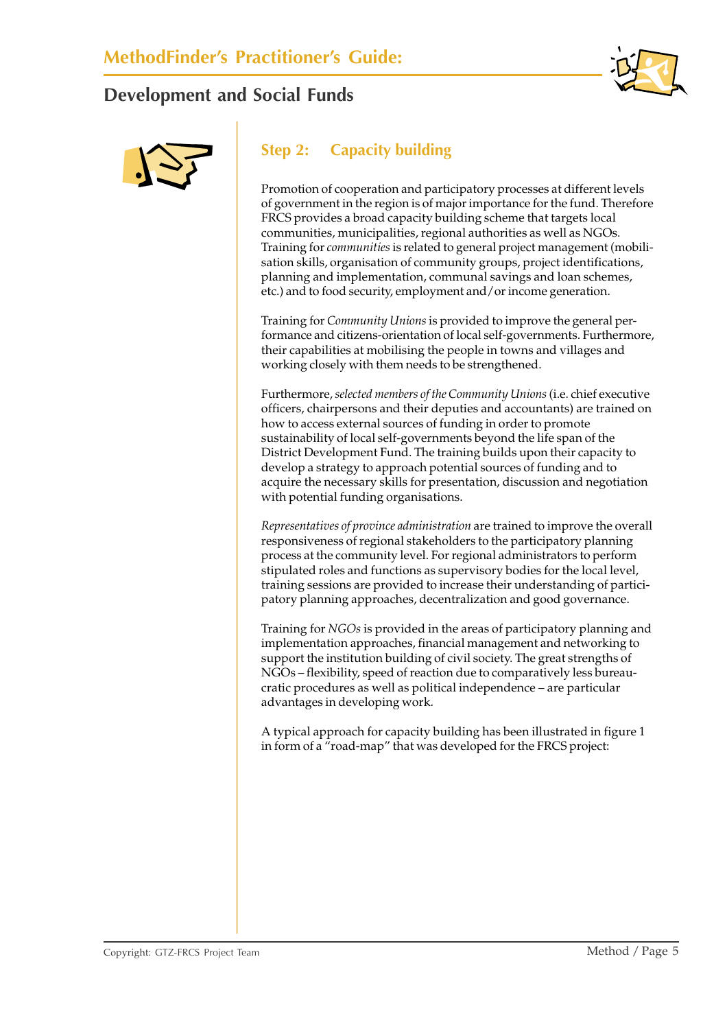## Step 2: Capacity building

Promotion of cooperation and participatory processes at different levels of government in the region is of major importance for the fund. Therefore FRCS provides a broad capacity building scheme that targets local communities, municipalities, regional authorities as well as NGOs. Training for *communities* is related to general project management (mobilisation skills, organisation of community groups, project identifications, planning and implementation, communal savings and loan schemes, etc.) and to food security, employment and/or income generation.

Training for *Community Unions* is provided to improve the general performance and citizens-orientation of local self-governments. Furthermore, their capabilities at mobilising the people in towns and villages and working closely with them needs to be strengthened.

Furthermore, *selected members of the Community Unions* (i.e. chief executive officers, chairpersons and their deputies and accountants) are trained on how to access external sources of funding in order to promote sustainability of local self-governments beyond the life span of the District Development Fund. The training builds upon their capacity to develop a strategy to approach potential sources of funding and to acquire the necessary skills for presentation, discussion and negotiation with potential funding organisations.

*Representatives of province administration* are trained to improve the overall responsiveness of regional stakeholders to the participatory planning process at the community level. For regional administrators to perform stipulated roles and functions as supervisory bodies for the local level, training sessions are provided to increase their understanding of participatory planning approaches, decentralization and good governance.

Training for *NGOs* is provided in the areas of participatory planning and implementation approaches, financial management and networking to support the institution building of civil society. The great strengths of NGOs – flexibility, speed of reaction due to comparatively less bureaucratic procedures as well as political independence – are particular advantages in developing work.

A typical approach for capacity building has been illustrated in figure 1 in form of a "road-map" that was developed for the FRCS project: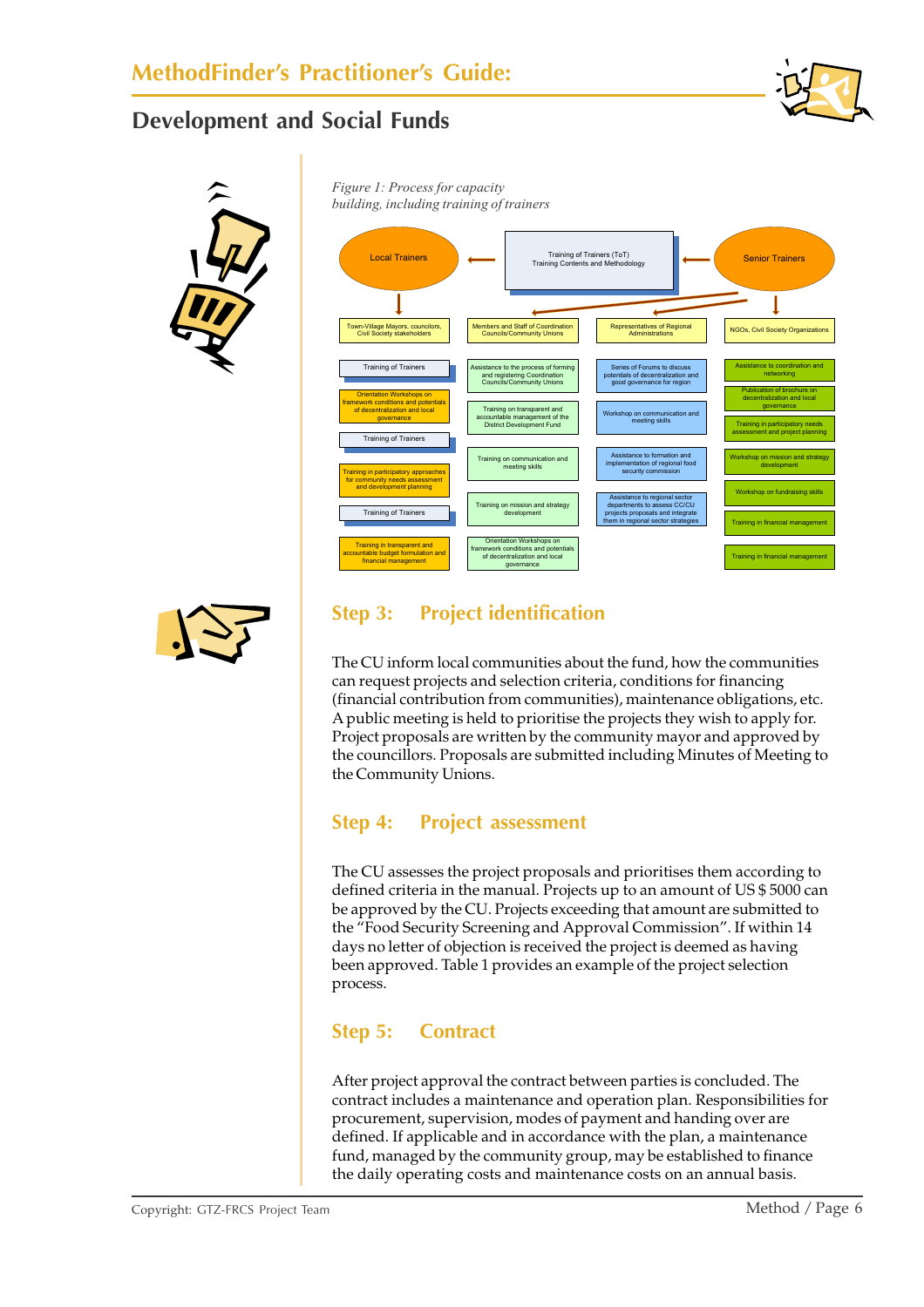*Figure 1: Process for capacity building, including training of trainers*

Local Trainers ← Training of Trainers (ToT) Training Contents and Methodology ← Senior Trainers

| Town-Village Mayors, councilors, Civil Society stakeholders | Members and Staff of Coordination Councils/Community Unions | Representatives of Regional Administrations | NGOs, Civil Society Organizations |
|---|---|---|---|
| Training of Trainers | Assistance to the process of forming and registering Coordination Councils/Community Unions | Series of Forums to discuss potentials of decentralization and good governance for region | Assistance to coordination and networking |
| Orientation Workshops on framework conditions and potentials of decentralization and local governance | Training on transparent and accountable management of the District Development Fund | Workshop on communication and meeting skills | Publication of brochure on decentralization and local governance |
| Training of Trainers | Training on communication and meeting skills | Assistance to formation and implementation of regional food security commission | Training in participatory needs assessment and project planning |
| Training in participatory approaches for community needs assessment and development planning | Training on mission and strategy development | Assistance to regional sector departments to assess CC/CU projects proposals and integrate them in regional sector strategies | Workshop on mission and strategy development |
| Training of Trainers | Orientation Workshops on framework conditions and potentials of decentralization and local governance | | Workshop on fundraising skills |
| Training in transparent and accountable budget formulation and financial management | | | Training in financial management |
| | | | Training in financial management |

## Step 3: Project identification

The CU inform local communities about the fund, how the communities can request projects and selection criteria, conditions for financing (financial contribution from communities), maintenance obligations, etc. A public meeting is held to prioritise the projects they wish to apply for. Project proposals are written by the community mayor and approved by the councillors. Proposals are submitted including Minutes of Meeting to the Community Unions.

## Step 4: Project assessment

The CU assesses the project proposals and prioritises them according to defined criteria in the manual. Projects up to an amount of US $ 5000 can be approved by the CU. Projects exceeding that amount are submitted to the "Food Security Screening and Approval Commission". If within 14 days no letter of objection is received the project is deemed as having been approved. Table 1 provides an example of the project selection process.

## Step 5: Contract

After project approval the contract between parties is concluded. The contract includes a maintenance and operation plan. Responsibilities for procurement, supervision, modes of payment and handing over are defined. If applicable and in accordance with the plan, a maintenance fund, managed by the community group, may be established to finance the daily operating costs and maintenance costs on an annual basis.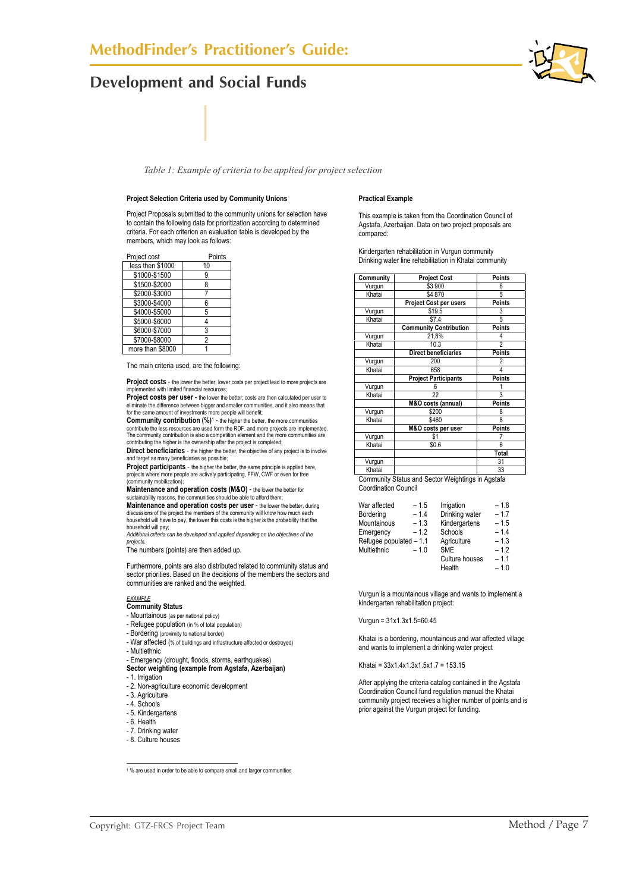*Table 1: Example of criteria to be applied for project selection*

**Project Selection Criteria used by Community Unions**

Project Proposals submitted to the community unions for selection have to contain the following data for prioritization according to determined criteria. For each criterion an evaluation table is developed by the members, which may look as follows:

| Project cost | Points |
|---|---|
| less then $1000 | 10 |
| $1000-$1500 | 9 |
| $1500-$2000 | 8 |
| $2000-$3000 | 7 |
| $3000-$4000 | 6 |
| $4000-$5000 | 5 |
| $5000-$6000 | 4 |
| $6000-$7000 | 3 |
| $7000-$8000 | 2 |
| more than $8000 | 1 |

The main criteria used, are the following:

**Project costs** - the lower the better, lower costs per project lead to more projects are implemented with limited financial resources;
**Project costs per user** - the lower the better; costs are then calculated per user to eliminate the difference between bigger and smaller communities, and it also means that for the same amount of investments more people will benefit;
**Community contribution (%)**[1] - the higher the better, the more communities contribute the less resources are used form the RDF, and more projects are implemented. The community contribution is also a competition element and the more communities are contributing the higher is the ownership after the project is completed;
**Direct beneficiaries** - the higher the better, the objective of any project is to involve and target as many beneficiaries as possible;
**Project participants** - the higher the better, the same principle is applied here, projects where more people are actively participating, FFW, CWF or even for free (community mobilization);
**Maintenance and operation costs (M&O)** - the lower the better for sustainability reasons, the communities should be able to afford them;
**Maintenance and operation costs per user** - the lower the better, during discussions of the project the members of the community will know how much each household will have to pay, the lower this costs is the higher is the probability that the household will pay;
*Additional criteria can be developed and applied depending on the objectives of the projects.*
The numbers (points) are then added up.

Furthermore, points are also distributed related to community status and sector priorities. Based on the decisions of the members the sectors and communities are ranked and the weighted.

*EXAMPLE*
**Community Status**
- Mountainous (as per national policy)
- Refugee population (in % of total population)
- Bordering (proximity to national border)
- War affected (% of buildings and infrastructure affected or destroyed)
- Multiethnic
- Emergency (drought, floods, storms, earthquakes)

**Sector weighting (example from Agstafa, Azerbaijan)**
- 1. Irrigation
- 2. Non-agriculture economic development
- 3. Agriculture
- 4. Schools
- 5. Kindergartens
- 6. Health
- 7. Drinking water
- 8. Culture houses

**Practical Example**

This example is taken from the Coordination Council of Agstafa, Azerbaijan. Data on two project proposals are compared:

Kindergarten rehabilitation in Vurgun community
Drinking water line rehabilitation in Khatai community

| Community | Project Cost | Points |
|---|---|---|
| Vurgun | $3 900 | 6 |
| Khatai | $4 870 | 5 |
| | **Project Cost per users** | **Points** |
| Vurgun | $19.5 | 3 |
| Khatai | $7.4 | 5 |
| | **Community Contribution** | **Points** |
| Vurgun | 21,8% | 4 |
| Khatai | 10.3 | 2 |
| | **Direct beneficiaries** | **Points** |
| Vurgun | 200 | 2 |
| Khatai | 658 | 4 |
| | **Project Participants** | **Points** |
| Vurgun | 6 | 1 |
| Khatai | 22 | 3 |
| | **M&O costs (annual)** | **Points** |
| Vurgun | $200 | 8 |
| Khatai | $460 | 8 |
| | **M&O costs per user** | **Points** |
| Vurgun | $1 | 7 |
| Khatai | $0.6 | 6 |
| | | **Total** |
| Vurgun | | 31 |
| Khatai | | 33 |

Community Status and Sector Weightings in Agstafa Coordination Council

| Community status | Weight | Sector | Weight |
|---|---|---|---|
| War affected | – 1.5 | Irrigation | – 1.8 |
| Bordering | – 1.4 | Drinking water | – 1.7 |
| Mountainous | – 1.3 | Kindergartens | – 1.5 |
| Emergency | – 1.2 | Schools | – 1.4 |
| Refugee populated | – 1.1 | Agriculture | – 1.3 |
| Multiethnic | – 1.0 | SME | – 1.2 |
| | | Culture houses | – 1.1 |
| | | Health | – 1.0 |

Vurgun is a mountainous village and wants to implement a kindergarten rehabilitation project:

Vurgun = 31x1.3x1.5=60.45

Khatai is a bordering, mountainous and war affected village and wants to implement a drinking water project

Khatai = 33x1.4x1.3x1.5x1.7 = 153.15

After applying the criteria catalog contained in the Agstafa Coordination Council fund regulation manual the Khatai community project receives a higher number of points and is prior against the Vurgun project for funding.

---

[1] % are used in order to be able to compare small and larger communities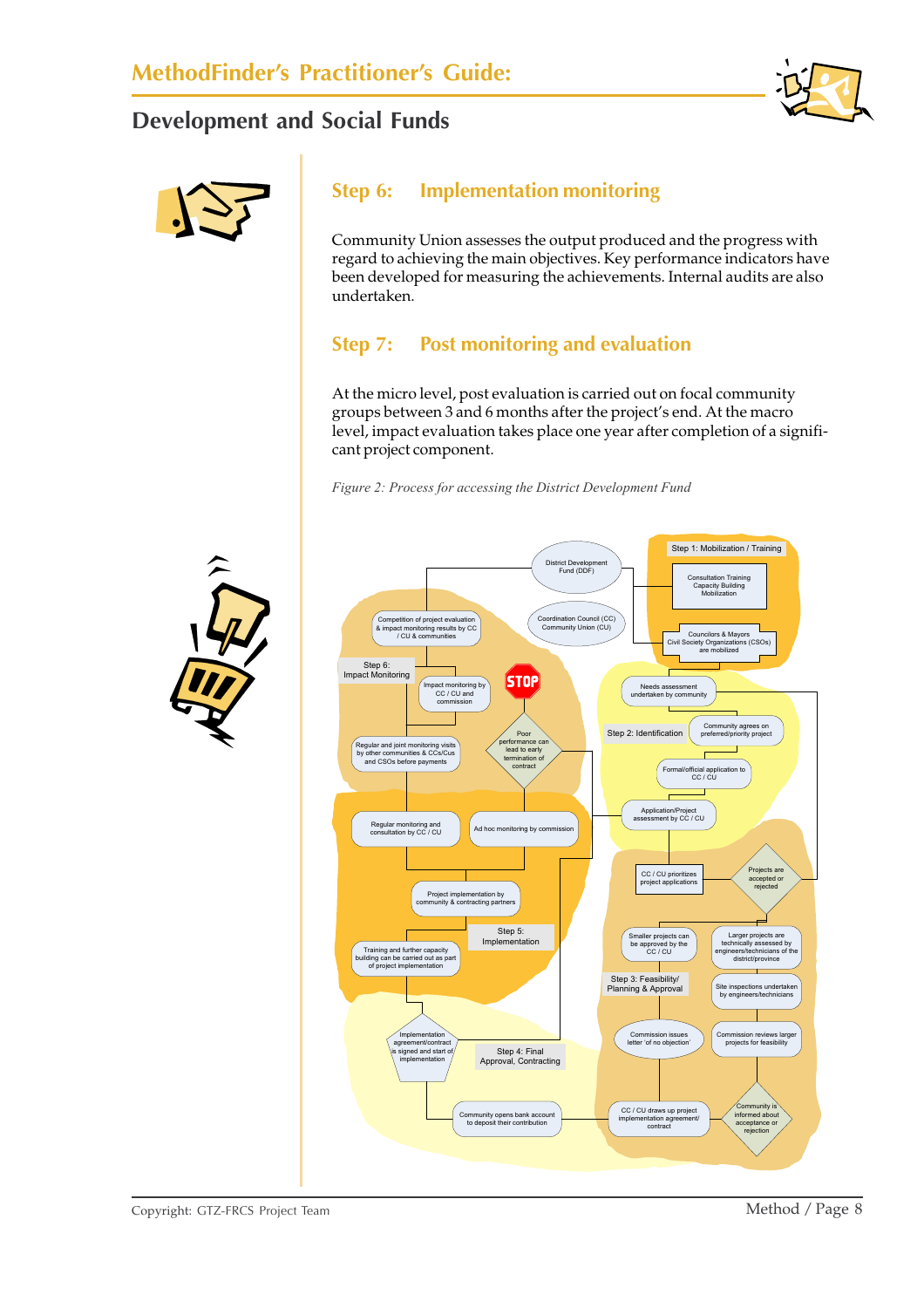## Step 6: Implementation monitoring

Community Union assesses the output produced and the progress with regard to achieving the main objectives. Key performance indicators have been developed for measuring the achievements. Internal audits are also undertaken.

## Step 7: Post monitoring and evaluation

At the micro level, post evaluation is carried out on focal community groups between 3 and 6 months after the project's end. At the macro level, impact evaluation takes place one year after completion of a significant project component.

*Figure 2: Process for accessing the District Development Fund*

District Development Fund (DDF)

Coordination Council (CC) Community Union (CU)

Step 1: Mobilization / Training

Consultation Training Capacity Building Mobilization

Councilors & Mayors Civil Society Organizations (CSOs) are mobilized

Needs assessment undertaken by community

Step 2: Identification

Community agrees on preferred/priority project

Formal/official application to CC / CU

Application/Project assessment by CC / CU

CC / CU prioritizes project applications

Projects are accepted or rejected

Smaller projects can be approved by the CC / CU

Larger projects are technically assessed by engineers/technicians of the district/province

Step 3: Feasibility/ Planning & Approval

Site inspections undertaken by engineers/technicians

Commission issues letter 'of no objection'

Commission reviews larger projects for feasibility

CC / CU draws up project implementation agreement/ contract

Community is informed about acceptance or rejection

Community opens bank account to deposit their contribution

Step 4: Final Approval, Contracting

Implementation agreement/contract is signed and start of implementation

Training and further capacity building can be carried out as part of project implementation

Step 5: Implementation

Project implementation by community & contracting partners

Regular monitoring and consultation by CC / CU

Ad hoc monitoring by commission

Regular and joint monitoring visits by other communities & CCs/Cus and CSOs before payments

Poor performance can lead to early termination of contract

STOP

Impact monitoring by CC / CU and commission

Step 6: Impact Monitoring

Competition of project evaluation & impact monitoring results by CC / CU & communities